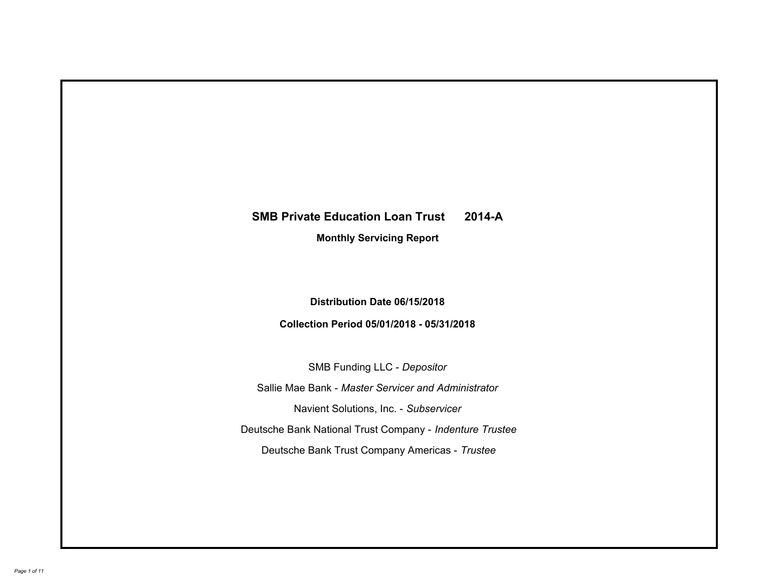# SMB Private Education Loan Trust 2014-A

**Monthly Servicing Report**

**Distribution Date 06/15/2018**

**Collection Period 05/01/2018 - 05/31/2018**

SMB Funding LLC - *Depositor*

Sallie Mae Bank - *Master Servicer and Administrator*

Navient Solutions, Inc. - *Subservicer*

Deutsche Bank National Trust Company - *Indenture Trustee*

Deutsche Bank Trust Company Americas - *Trustee*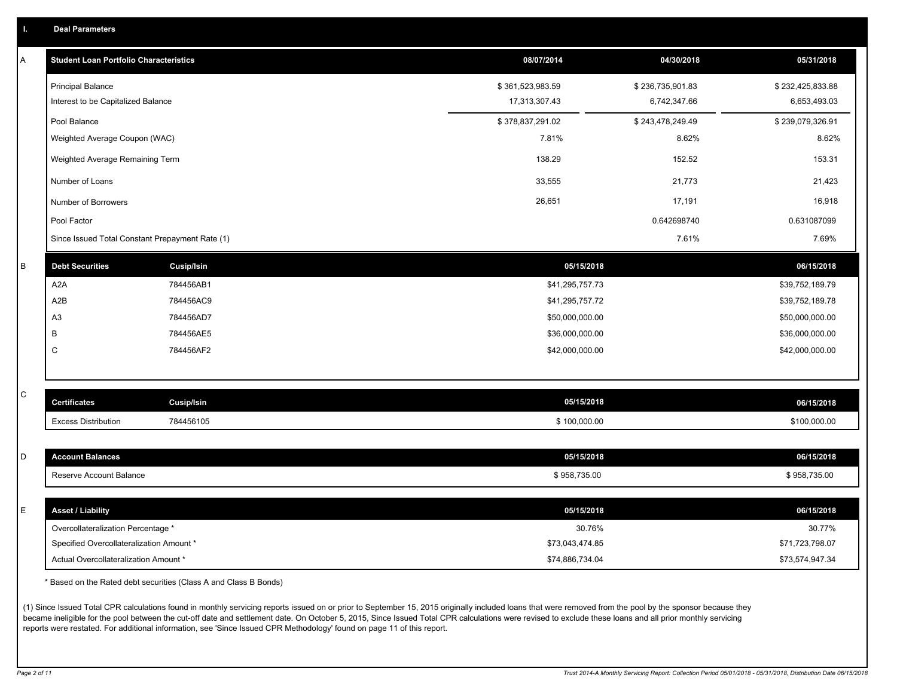## I. Deal Parameters

### A

| Student Loan Portfolio Characteristics | 08/07/2014 | 04/30/2018 | 05/31/2018 |
|---|---|---|---|
| Principal Balance | $ 361,523,983.59 | $ 236,735,901.83 | $ 232,425,833.88 |
| Interest to be Capitalized Balance | 17,313,307.43 | 6,742,347.66 | 6,653,493.03 |
| Pool Balance | $ 378,837,291.02 | $ 243,478,249.49 | $ 239,079,326.91 |
| Weighted Average Coupon (WAC) | 7.81% | 8.62% | 8.62% |
| Weighted Average Remaining Term | 138.29 | 152.52 | 153.31 |
| Number of Loans | 33,555 | 21,773 | 21,423 |
| Number of Borrowers | 26,651 | 17,191 | 16,918 |
| Pool Factor | | 0.642698740 | 0.631087099 |
| Since Issued Total Constant Prepayment Rate (1) | | 7.61% | 7.69% |

### B

| Debt Securities | Cusip/Isin | 05/15/2018 | 06/15/2018 |
|---|---|---|---|
| A2A | 784456AB1 | $41,295,757.73 | $39,752,189.79 |
| A2B | 784456AC9 | $41,295,757.72 | $39,752,189.78 |
| A3 | 784456AD7 | $50,000,000.00 | $50,000,000.00 |
| B | 784456AE5 | $36,000,000.00 | $36,000,000.00 |
| C | 784456AF2 | $42,000,000.00 | $42,000,000.00 |

### C

| Certificates | Cusip/Isin | 05/15/2018 | 06/15/2018 |
|---|---|---|---|
| Excess Distribution | 784456105 | $ 100,000.00 | $100,000.00 |

### D

| Account Balances | 05/15/2018 | 06/15/2018 |
|---|---|---|
| Reserve Account Balance | $ 958,735.00 | $ 958,735.00 |

### E

| Asset / Liability | 05/15/2018 | 06/15/2018 |
|---|---|---|
| Overcollateralization Percentage * | 30.76% | 30.77% |
| Specified Overcollateralization Amount * | $73,043,474.85 | $71,723,798.07 |
| Actual Overcollateralization Amount * | $74,886,734.04 | $73,574,947.34 |

* Based on the Rated debt securities (Class A and Class B Bonds)

(1) Since Issued Total CPR calculations found in monthly servicing reports issued on or prior to September 15, 2015 originally included loans that were removed from the pool by the sponsor because they became ineligible for the pool between the cut-off date and settlement date. On October 5, 2015, Since Issued Total CPR calculations were revised to exclude these loans and all prior monthly servicing reports were restated. For additional information, see 'Since Issued CPR Methodology' found on page 11 of this report.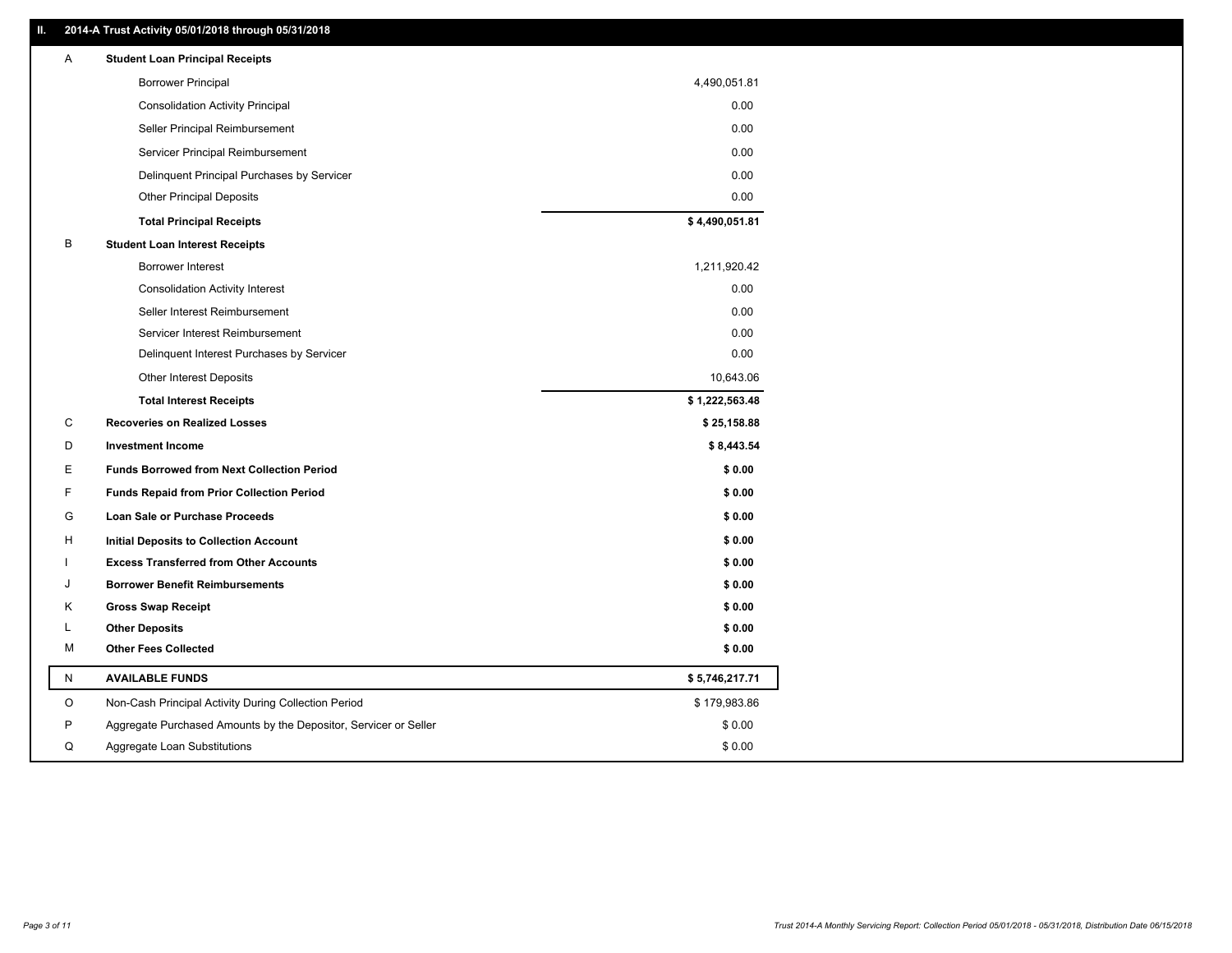## II. 2014-A Trust Activity 05/01/2018 through 05/31/2018

| | | |
|---|---|---|
| A | **Student Loan Principal Receipts** | |
| | Borrower Principal | 4,490,051.81 |
| | Consolidation Activity Principal | 0.00 |
| | Seller Principal Reimbursement | 0.00 |
| | Servicer Principal Reimbursement | 0.00 |
| | Delinquent Principal Purchases by Servicer | 0.00 |
| | Other Principal Deposits | 0.00 |
| | **Total Principal Receipts** | **$ 4,490,051.81** |
| B | **Student Loan Interest Receipts** | |
| | Borrower Interest | 1,211,920.42 |
| | Consolidation Activity Interest | 0.00 |
| | Seller Interest Reimbursement | 0.00 |
| | Servicer Interest Reimbursement | 0.00 |
| | Delinquent Interest Purchases by Servicer | 0.00 |
| | Other Interest Deposits | 10,643.06 |
| | **Total Interest Receipts** | **$ 1,222,563.48** |
| C | **Recoveries on Realized Losses** | **$ 25,158.88** |
| D | **Investment Income** | **$ 8,443.54** |
| E | **Funds Borrowed from Next Collection Period** | **$ 0.00** |
| F | **Funds Repaid from Prior Collection Period** | **$ 0.00** |
| G | **Loan Sale or Purchase Proceeds** | **$ 0.00** |
| H | **Initial Deposits to Collection Account** | **$ 0.00** |
| I | **Excess Transferred from Other Accounts** | **$ 0.00** |
| J | **Borrower Benefit Reimbursements** | **$ 0.00** |
| K | **Gross Swap Receipt** | **$ 0.00** |
| L | **Other Deposits** | **$ 0.00** |
| M | **Other Fees Collected** | **$ 0.00** |
| N | **AVAILABLE FUNDS** | **$ 5,746,217.71** |
| O | Non-Cash Principal Activity During Collection Period | $ 179,983.86 |
| P | Aggregate Purchased Amounts by the Depositor, Servicer or Seller | $ 0.00 |
| Q | Aggregate Loan Substitutions | $ 0.00 |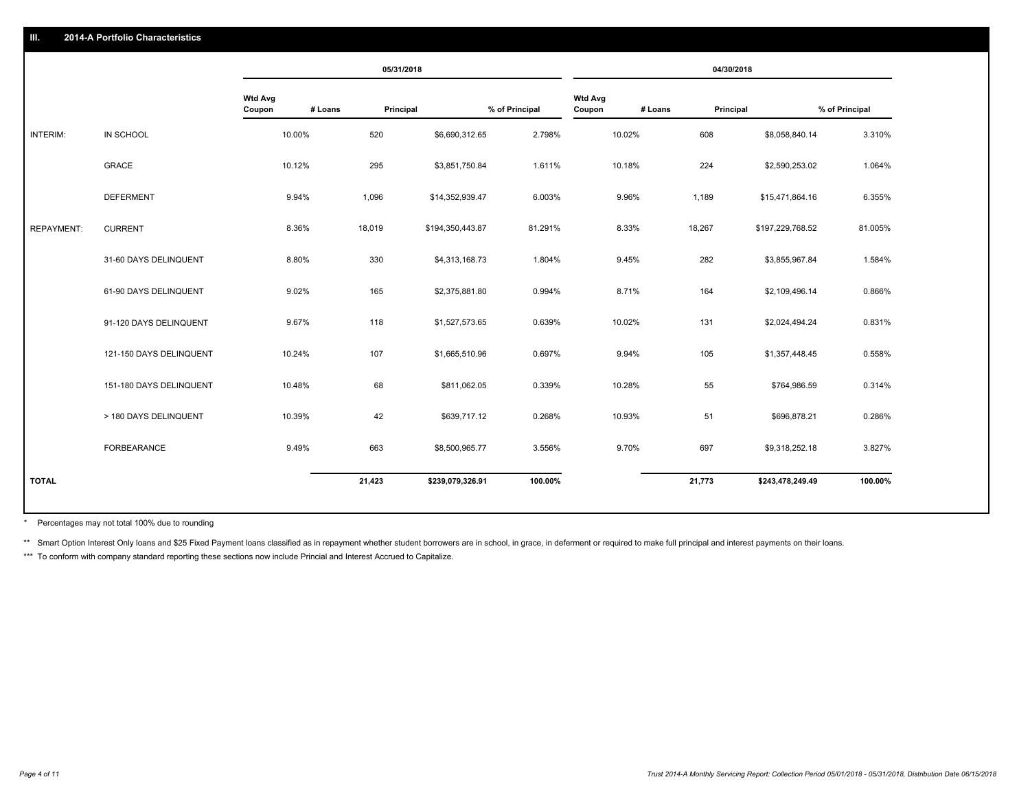## III. 2014-A Portfolio Characteristics

| | | 05/31/2018 | | | | 04/30/2018 | | | |
|---|---|---|---|---|---|---|---|---|---|
| | | Wtd Avg Coupon | # Loans | Principal | % of Principal | Wtd Avg Coupon | # Loans | Principal | % of Principal |
| INTERIM: | IN SCHOOL | 10.00% | 520 | $6,690,312.65 | 2.798% | 10.02% | 608 | $8,058,840.14 | 3.310% |
| | GRACE | 10.12% | 295 | $3,851,750.84 | 1.611% | 10.18% | 224 | $2,590,253.02 | 1.064% |
| | DEFERMENT | 9.94% | 1,096 | $14,352,939.47 | 6.003% | 9.96% | 1,189 | $15,471,864.16 | 6.355% |
| REPAYMENT: | CURRENT | 8.36% | 18,019 | $194,350,443.87 | 81.291% | 8.33% | 18,267 | $197,229,768.52 | 81.005% |
| | 31-60 DAYS DELINQUENT | 8.80% | 330 | $4,313,168.73 | 1.804% | 9.45% | 282 | $3,855,967.84 | 1.584% |
| | 61-90 DAYS DELINQUENT | 9.02% | 165 | $2,375,881.80 | 0.994% | 8.71% | 164 | $2,109,496.14 | 0.866% |
| | 91-120 DAYS DELINQUENT | 9.67% | 118 | $1,527,573.65 | 0.639% | 10.02% | 131 | $2,024,494.24 | 0.831% |
| | 121-150 DAYS DELINQUENT | 10.24% | 107 | $1,665,510.96 | 0.697% | 9.94% | 105 | $1,357,448.45 | 0.558% |
| | 151-180 DAYS DELINQUENT | 10.48% | 68 | $811,062.05 | 0.339% | 10.28% | 55 | $764,986.59 | 0.314% |
| | > 180 DAYS DELINQUENT | 10.39% | 42 | $639,717.12 | 0.268% | 10.93% | 51 | $696,878.21 | 0.286% |
| | FORBEARANCE | 9.49% | 663 | $8,500,965.77 | 3.556% | 9.70% | 697 | $9,318,252.18 | 3.827% |
| **TOTAL** | | | **21,423** | **$239,079,326.91** | **100.00%** | | **21,773** | **$243,478,249.49** | **100.00%** |

* Percentages may not total 100% due to rounding

** Smart Option Interest Only loans and $25 Fixed Payment loans classified as in repayment whether student borrowers are in school, in grace, in deferment or required to make full principal and interest payments on their loans.

*** To conform with company standard reporting these sections now include Princial and Interest Accrued to Capitalize.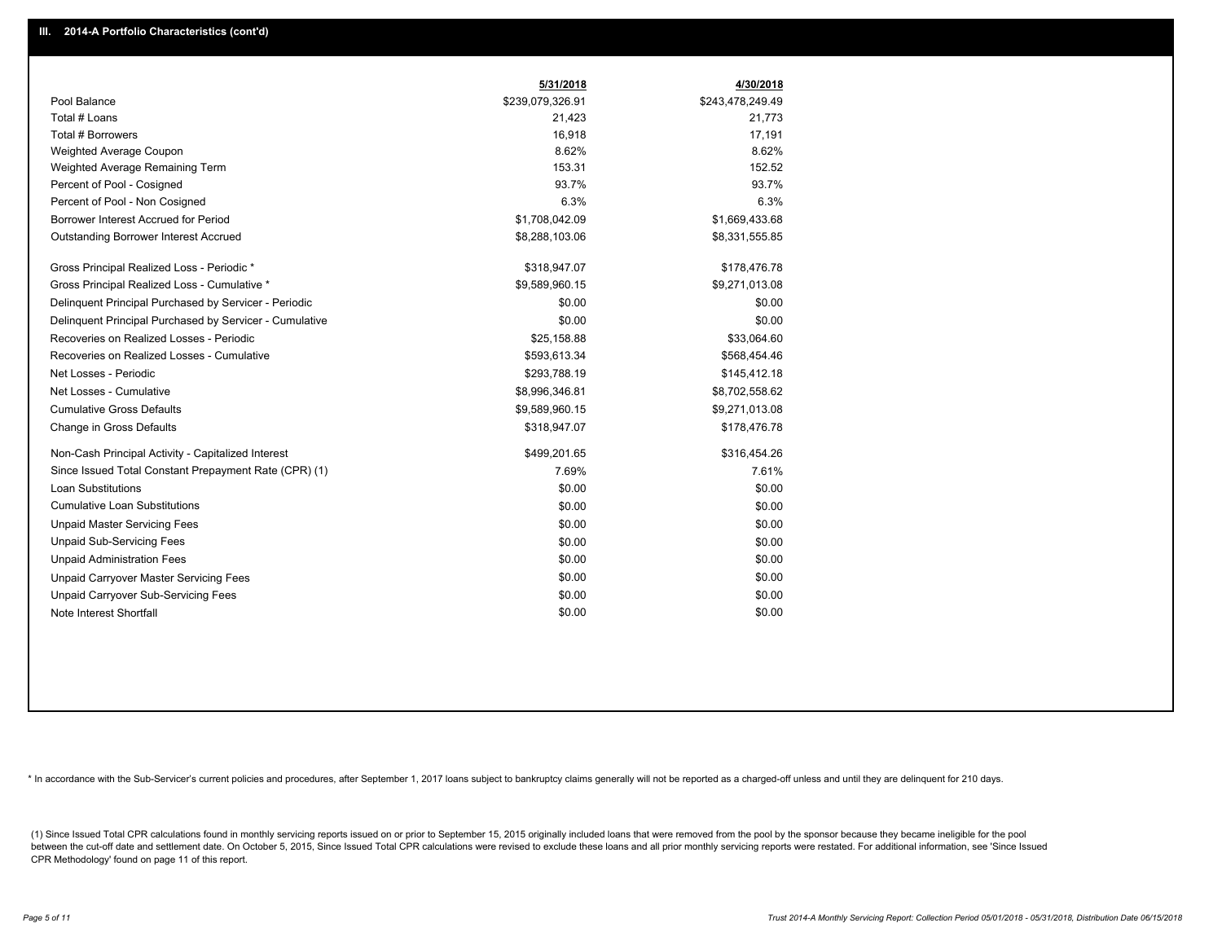## III. 2014-A Portfolio Characteristics (cont'd)

| | 5/31/2018 | 4/30/2018 |
|---|---|---|
| Pool Balance | $239,079,326.91 | $243,478,249.49 |
| Total # Loans | 21,423 | 21,773 |
| Total # Borrowers | 16,918 | 17,191 |
| Weighted Average Coupon | 8.62% | 8.62% |
| Weighted Average Remaining Term | 153.31 | 152.52 |
| Percent of Pool - Cosigned | 93.7% | 93.7% |
| Percent of Pool - Non Cosigned | 6.3% | 6.3% |
| Borrower Interest Accrued for Period | $1,708,042.09 | $1,669,433.68 |
| Outstanding Borrower Interest Accrued | $8,288,103.06 | $8,331,555.85 |
| Gross Principal Realized Loss - Periodic * | $318,947.07 | $178,476.78 |
| Gross Principal Realized Loss - Cumulative * | $9,589,960.15 | $9,271,013.08 |
| Delinquent Principal Purchased by Servicer - Periodic | $0.00 | $0.00 |
| Delinquent Principal Purchased by Servicer - Cumulative | $0.00 | $0.00 |
| Recoveries on Realized Losses - Periodic | $25,158.88 | $33,064.60 |
| Recoveries on Realized Losses - Cumulative | $593,613.34 | $568,454.46 |
| Net Losses - Periodic | $293,788.19 | $145,412.18 |
| Net Losses - Cumulative | $8,996,346.81 | $8,702,558.62 |
| Cumulative Gross Defaults | $9,589,960.15 | $9,271,013.08 |
| Change in Gross Defaults | $318,947.07 | $178,476.78 |
| Non-Cash Principal Activity - Capitalized Interest | $499,201.65 | $316,454.26 |
| Since Issued Total Constant Prepayment Rate (CPR) (1) | 7.69% | 7.61% |
| Loan Substitutions | $0.00 | $0.00 |
| Cumulative Loan Substitutions | $0.00 | $0.00 |
| Unpaid Master Servicing Fees | $0.00 | $0.00 |
| Unpaid Sub-Servicing Fees | $0.00 | $0.00 |
| Unpaid Administration Fees | $0.00 | $0.00 |
| Unpaid Carryover Master Servicing Fees | $0.00 | $0.00 |
| Unpaid Carryover Sub-Servicing Fees | $0.00 | $0.00 |
| Note Interest Shortfall | $0.00 | $0.00 |

* In accordance with the Sub-Servicer's current policies and procedures, after September 1, 2017 loans subject to bankruptcy claims generally will not be reported as a charged-off unless and until they are delinquent for 210 days.

(1) Since Issued Total CPR calculations found in monthly servicing reports issued on or prior to September 15, 2015 originally included loans that were removed from the pool by the sponsor because they became ineligible for the pool between the cut-off date and settlement date. On October 5, 2015, Since Issued Total CPR calculations were revised to exclude these loans and all prior monthly servicing reports were restated. For additional information, see 'Since Issued CPR Methodology' found on page 11 of this report.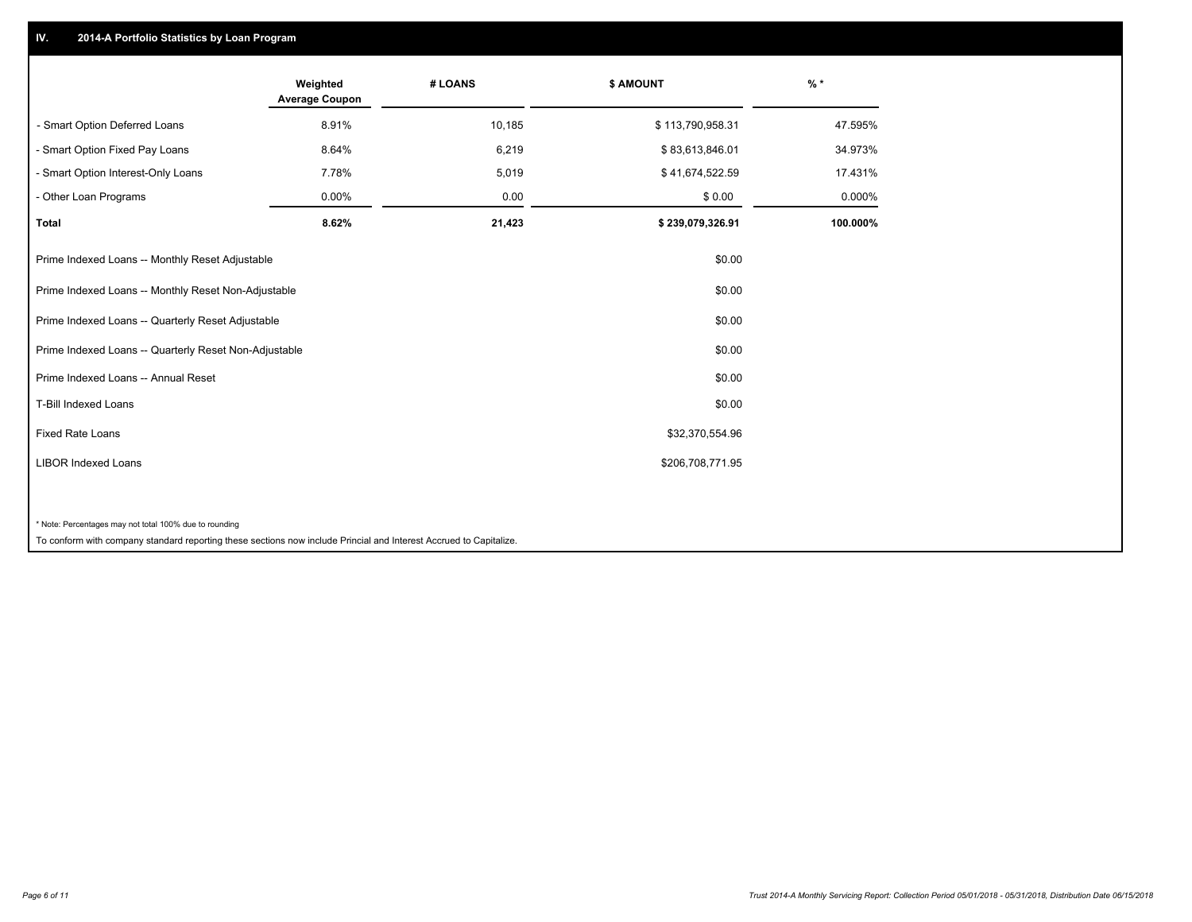## IV. 2014-A Portfolio Statistics by Loan Program

| | Weighted Average Coupon | # LOANS | $ AMOUNT | % * |
|---|---|---|---|---|
| - Smart Option Deferred Loans | 8.91% | 10,185 | $ 113,790,958.31 | 47.595% |
| - Smart Option Fixed Pay Loans | 8.64% | 6,219 | $ 83,613,846.01 | 34.973% |
| - Smart Option Interest-Only Loans | 7.78% | 5,019 | $ 41,674,522.59 | 17.431% |
| - Other Loan Programs | 0.00% | 0.00 | $ 0.00 | 0.000% |
| **Total** | **8.62%** | **21,423** | **$ 239,079,326.91** | **100.000%** |

| | |
|---|---|
| Prime Indexed Loans -- Monthly Reset Adjustable | $0.00 |
| Prime Indexed Loans -- Monthly Reset Non-Adjustable | $0.00 |
| Prime Indexed Loans -- Quarterly Reset Adjustable | $0.00 |
| Prime Indexed Loans -- Quarterly Reset Non-Adjustable | $0.00 |
| Prime Indexed Loans -- Annual Reset | $0.00 |
| T-Bill Indexed Loans | $0.00 |
| Fixed Rate Loans | $32,370,554.96 |
| LIBOR Indexed Loans | $206,708,771.95 |

* Note: Percentages may not total 100% due to rounding

To conform with company standard reporting these sections now include Princial and Interest Accrued to Capitalize.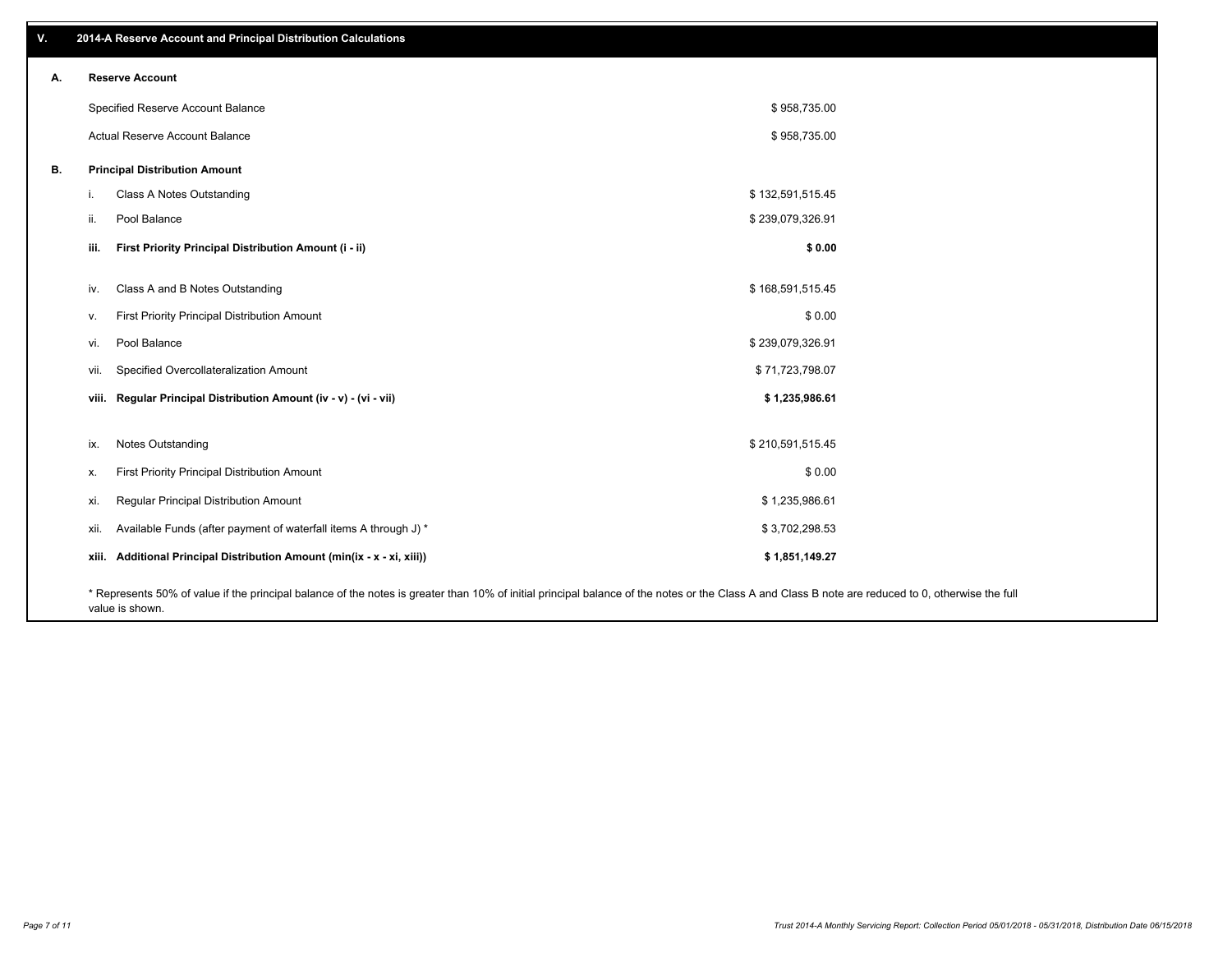## V. 2014-A Reserve Account and Principal Distribution Calculations

### A. Reserve Account

| | |
|---|---|
| Specified Reserve Account Balance | $ 958,735.00 |
| Actual Reserve Account Balance | $ 958,735.00 |

### B. Principal Distribution Amount

| | | |
|---|---|---|
| i. | Class A Notes Outstanding | $ 132,591,515.45 |
| ii. | Pool Balance | $ 239,079,326.91 |
| **iii.** | **First Priority Principal Distribution Amount (i - ii)** | **$ 0.00** |
| iv. | Class A and B Notes Outstanding | $ 168,591,515.45 |
| v. | First Priority Principal Distribution Amount | $ 0.00 |
| vi. | Pool Balance | $ 239,079,326.91 |
| vii. | Specified Overcollateralization Amount | $ 71,723,798.07 |
| **viii.** | **Regular Principal Distribution Amount (iv - v) - (vi - vii)** | **$ 1,235,986.61** |
| ix. | Notes Outstanding | $ 210,591,515.45 |
| x. | First Priority Principal Distribution Amount | $ 0.00 |
| xi. | Regular Principal Distribution Amount | $ 1,235,986.61 |
| xii. | Available Funds (after payment of waterfall items A through J) * | $ 3,702,298.53 |
| **xiii.** | **Additional Principal Distribution Amount (min(ix - x - xi, xiii))** | **$ 1,851,149.27** |

* Represents 50% of value if the principal balance of the notes is greater than 10% of initial principal balance of the notes or the Class A and Class B note are reduced to 0, otherwise the full value is shown.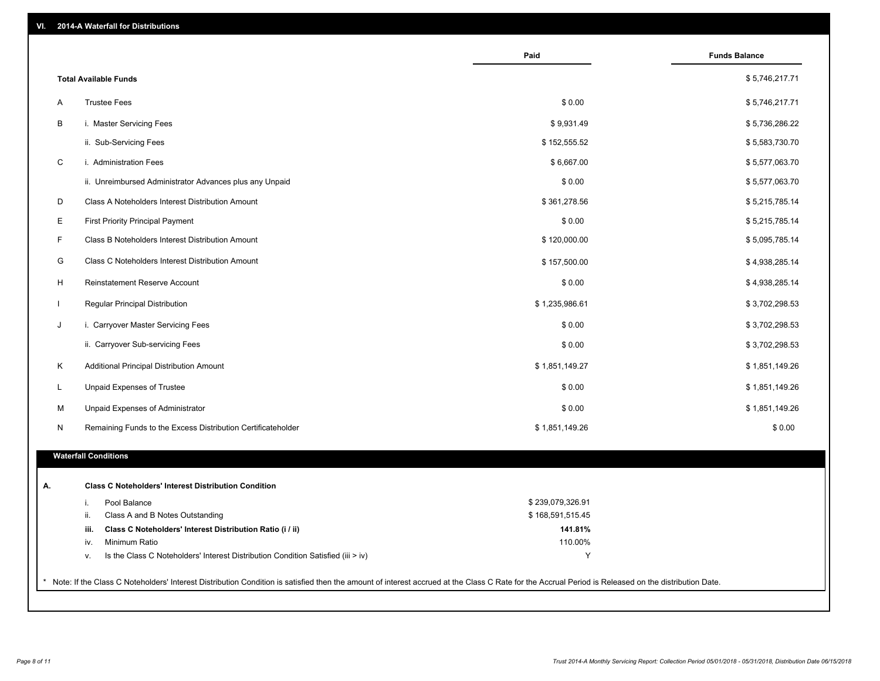## VI. 2014-A Waterfall for Distributions

| | | Paid | Funds Balance |
|---|---|---|---|
| | **Total Available Funds** | | $ 5,746,217.71 |
| A | Trustee Fees | $ 0.00 | $ 5,746,217.71 |
| B | i. Master Servicing Fees | $ 9,931.49 | $ 5,736,286.22 |
| | ii. Sub-Servicing Fees | $ 152,555.52 | $ 5,583,730.70 |
| C | i. Administration Fees | $ 6,667.00 | $ 5,577,063.70 |
| | ii. Unreimbursed Administrator Advances plus any Unpaid | $ 0.00 | $ 5,577,063.70 |
| D | Class A Noteholders Interest Distribution Amount | $ 361,278.56 | $ 5,215,785.14 |
| E | First Priority Principal Payment | $ 0.00 | $ 5,215,785.14 |
| F | Class B Noteholders Interest Distribution Amount | $ 120,000.00 | $ 5,095,785.14 |
| G | Class C Noteholders Interest Distribution Amount | $ 157,500.00 | $ 4,938,285.14 |
| H | Reinstatement Reserve Account | $ 0.00 | $ 4,938,285.14 |
| I | Regular Principal Distribution | $ 1,235,986.61 | $ 3,702,298.53 |
| J | i. Carryover Master Servicing Fees | $ 0.00 | $ 3,702,298.53 |
| | ii. Carryover Sub-servicing Fees | $ 0.00 | $ 3,702,298.53 |
| K | Additional Principal Distribution Amount | $ 1,851,149.27 | $ 1,851,149.26 |
| L | Unpaid Expenses of Trustee | $ 0.00 | $ 1,851,149.26 |
| M | Unpaid Expenses of Administrator | $ 0.00 | $ 1,851,149.26 |
| N | Remaining Funds to the Excess Distribution Certificateholder | $ 1,851,149.26 | $ 0.00 |

### Waterfall Conditions

| | | | |
|---|---|---|---|
| **A.** | | **Class C Noteholders' Interest Distribution Condition** | |
| | i. | Pool Balance | $ 239,079,326.91 |
| | ii. | Class A and B Notes Outstanding | $ 168,591,515.45 |
| | **iii.** | **Class C Noteholders' Interest Distribution Ratio (i / ii)** | **141.81%** |
| | iv. | Minimum Ratio | 110.00% |
| | v. | Is the Class C Noteholders' Interest Distribution Condition Satisfied (iii > iv) | Y |

* Note: If the Class C Noteholders' Interest Distribution Condition is satisfied then the amount of interest accrued at the Class C Rate for the Accrual Period is Released on the distribution Date.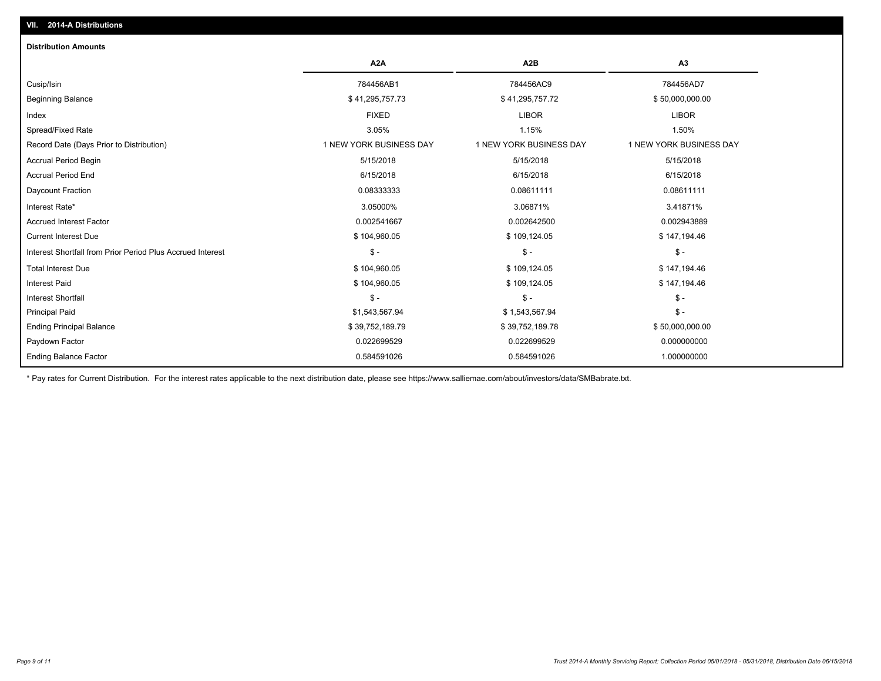## VII. 2014-A Distributions

### Distribution Amounts

| | A2A | A2B | A3 |
|---|---|---|---|
| Cusip/Isin | 784456AB1 | 784456AC9 | 784456AD7 |
| Beginning Balance | $ 41,295,757.73 | $ 41,295,757.72 | $ 50,000,000.00 |
| Index | FIXED | LIBOR | LIBOR |
| Spread/Fixed Rate | 3.05% | 1.15% | 1.50% |
| Record Date (Days Prior to Distribution) | 1 NEW YORK BUSINESS DAY | 1 NEW YORK BUSINESS DAY | 1 NEW YORK BUSINESS DAY |
| Accrual Period Begin | 5/15/2018 | 5/15/2018 | 5/15/2018 |
| Accrual Period End | 6/15/2018 | 6/15/2018 | 6/15/2018 |
| Daycount Fraction | 0.08333333 | 0.08611111 | 0.08611111 |
| Interest Rate* | 3.05000% | 3.06871% | 3.41871% |
| Accrued Interest Factor | 0.002541667 | 0.002642500 | 0.002943889 |
| Current Interest Due | $ 104,960.05 | $ 109,124.05 | $ 147,194.46 |
| Interest Shortfall from Prior Period Plus Accrued Interest | $ - | $ - | $ - |
| Total Interest Due | $ 104,960.05 | $ 109,124.05 | $ 147,194.46 |
| Interest Paid | $ 104,960.05 | $ 109,124.05 | $ 147,194.46 |
| Interest Shortfall | $ - | $ - | $ - |
| Principal Paid | $1,543,567.94 | $ 1,543,567.94 | $ - |
| Ending Principal Balance | $ 39,752,189.79 | $ 39,752,189.78 | $ 50,000,000.00 |
| Paydown Factor | 0.022699529 | 0.022699529 | 0.000000000 |
| Ending Balance Factor | 0.584591026 | 0.584591026 | 1.000000000 |

* Pay rates for Current Distribution. For the interest rates applicable to the next distribution date, please see https://www.salliemae.com/about/investors/data/SMBabrate.txt.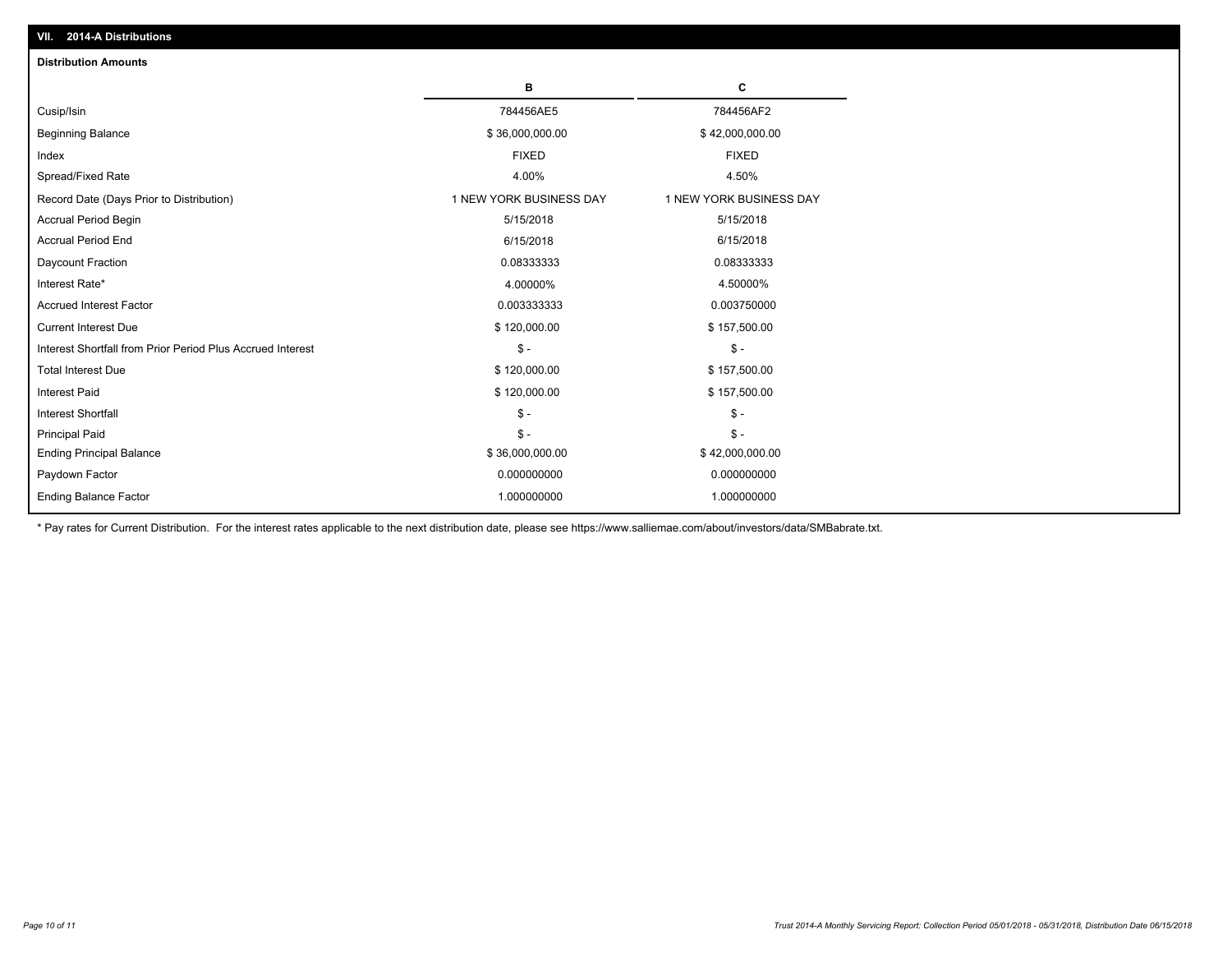## VII. 2014-A Distributions

### Distribution Amounts

| | B | C |
|---|---|---|
| Cusip/Isin | 784456AE5 | 784456AF2 |
| Beginning Balance | $ 36,000,000.00 | $ 42,000,000.00 |
| Index | FIXED | FIXED |
| Spread/Fixed Rate | 4.00% | 4.50% |
| Record Date (Days Prior to Distribution) | 1 NEW YORK BUSINESS DAY | 1 NEW YORK BUSINESS DAY |
| Accrual Period Begin | 5/15/2018 | 5/15/2018 |
| Accrual Period End | 6/15/2018 | 6/15/2018 |
| Daycount Fraction | 0.08333333 | 0.08333333 |
| Interest Rate* | 4.00000% | 4.50000% |
| Accrued Interest Factor | 0.003333333 | 0.003750000 |
| Current Interest Due | $ 120,000.00 | $ 157,500.00 |
| Interest Shortfall from Prior Period Plus Accrued Interest | $ - | $ - |
| Total Interest Due | $ 120,000.00 | $ 157,500.00 |
| Interest Paid | $ 120,000.00 | $ 157,500.00 |
| Interest Shortfall | $ - | $ - |
| Principal Paid | $ - | $ - |
| Ending Principal Balance | $ 36,000,000.00 | $ 42,000,000.00 |
| Paydown Factor | 0.000000000 | 0.000000000 |
| Ending Balance Factor | 1.000000000 | 1.000000000 |

* Pay rates for Current Distribution. For the interest rates applicable to the next distribution date, please see https://www.salliemae.com/about/investors/data/SMBabrate.txt.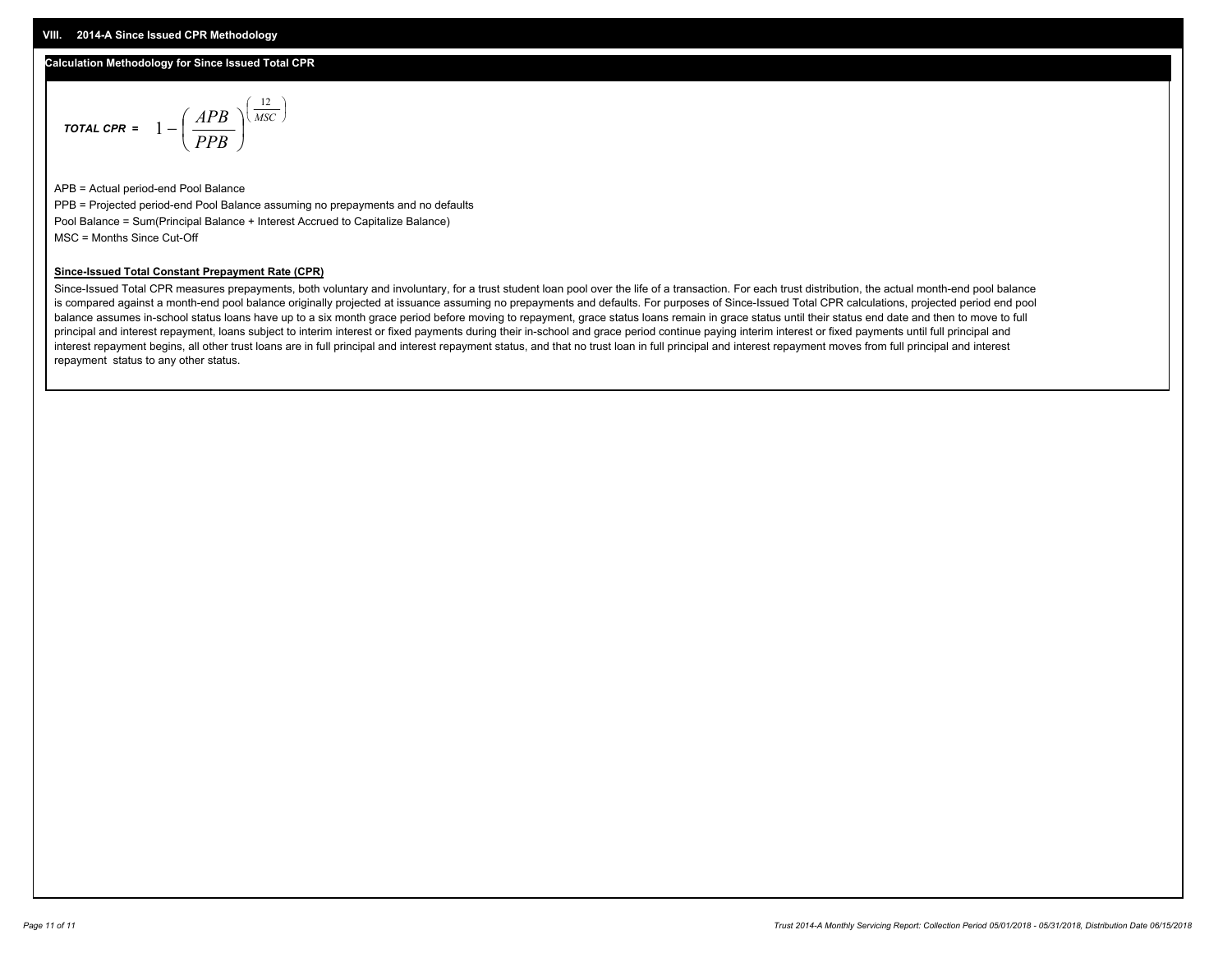## VIII. 2014-A Since Issued CPR Methodology

### Calculation Methodology for Since Issued Total CPR

$$\textit{TOTAL CPR} = 1 - \left(\frac{APB}{PPB}\right)^{\left(\frac{12}{MSC}\right)}$$

APB = Actual period-end Pool Balance

PPB = Projected period-end Pool Balance assuming no prepayments and no defaults

Pool Balance = Sum(Principal Balance + Interest Accrued to Capitalize Balance)

MSC = Months Since Cut-Off

**Since-Issued Total Constant Prepayment Rate (CPR)**

Since-Issued Total CPR measures prepayments, both voluntary and involuntary, for a trust student loan pool over the life of a transaction. For each trust distribution, the actual month-end pool balance is compared against a month-end pool balance originally projected at issuance assuming no prepayments and defaults. For purposes of Since-Issued Total CPR calculations, projected period end pool balance assumes in-school status loans have up to a six month grace period before moving to repayment, grace status loans remain in grace status until their status end date and then to move to full principal and interest repayment, loans subject to interim interest or fixed payments during their in-school and grace period continue paying interim interest or fixed payments until full principal and interest repayment begins, all other trust loans are in full principal and interest repayment status, and that no trust loan in full principal and interest repayment moves from full principal and interest repayment status to any other status.